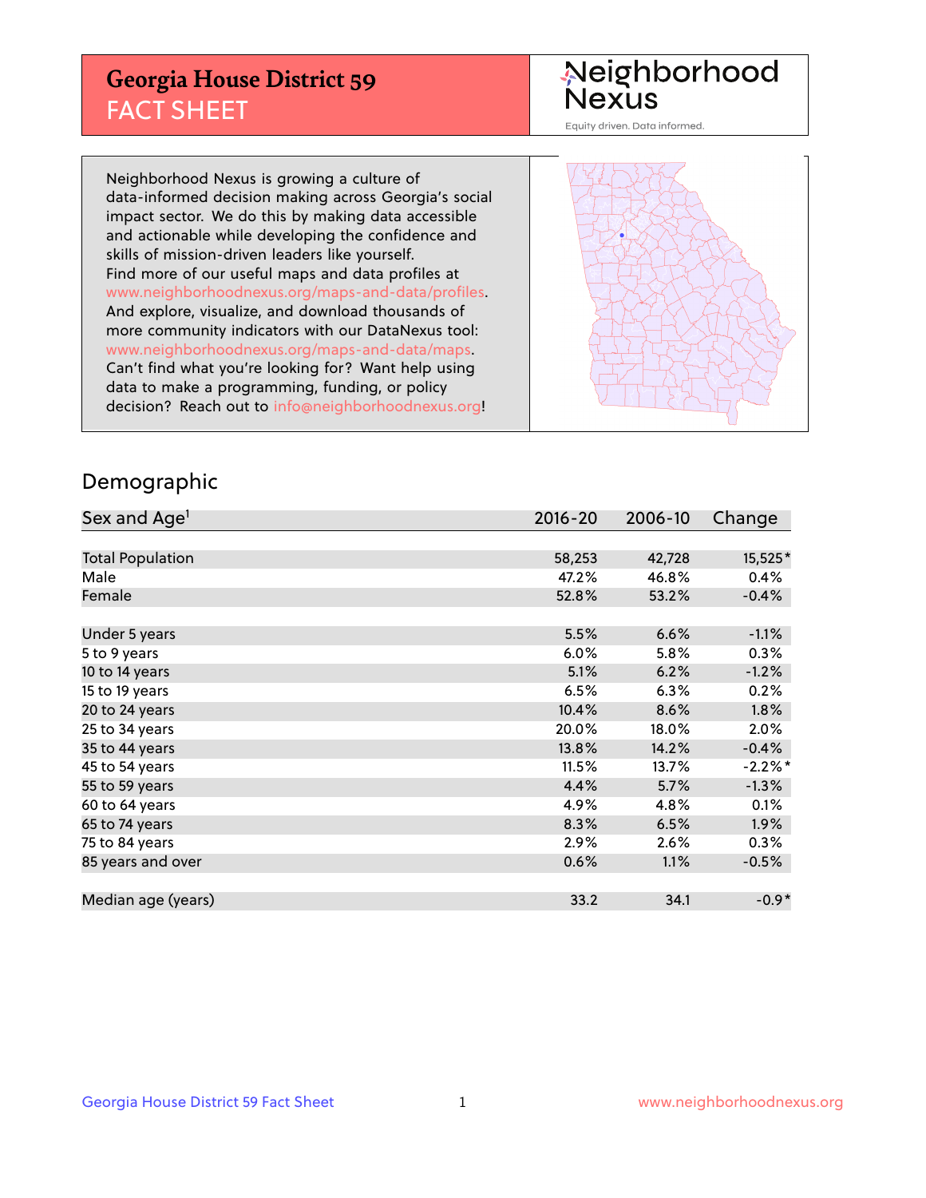# Georgia House District 59
## FACT SHEET

Neighborhood Nexus
Equity driven. Data informed.

Neighborhood Nexus is growing a culture of data-informed decision making across Georgia's social impact sector. We do this by making data accessible and actionable while developing the confidence and skills of mission-driven leaders like yourself. Find more of our useful maps and data profiles at www.neighborhoodnexus.org/maps-and-data/profiles. And explore, visualize, and download thousands of more community indicators with our DataNexus tool: www.neighborhoodnexus.org/maps-and-data/maps. Can't find what you're looking for? Want help using data to make a programming, funding, or policy decision? Reach out to info@neighborhoodnexus.org!

## Demographic

| Sex and Age[1] | 2016-20 | 2006-10 | Change |
|---|---|---|---|
| Total Population | 58,253 | 42,728 | 15,525* |
| Male | 47.2% | 46.8% | 0.4% |
| Female | 52.8% | 53.2% | -0.4% |
| | | | |
| Under 5 years | 5.5% | 6.6% | -1.1% |
| 5 to 9 years | 6.0% | 5.8% | 0.3% |
| 10 to 14 years | 5.1% | 6.2% | -1.2% |
| 15 to 19 years | 6.5% | 6.3% | 0.2% |
| 20 to 24 years | 10.4% | 8.6% | 1.8% |
| 25 to 34 years | 20.0% | 18.0% | 2.0% |
| 35 to 44 years | 13.8% | 14.2% | -0.4% |
| 45 to 54 years | 11.5% | 13.7% | -2.2%* |
| 55 to 59 years | 4.4% | 5.7% | -1.3% |
| 60 to 64 years | 4.9% | 4.8% | 0.1% |
| 65 to 74 years | 8.3% | 6.5% | 1.9% |
| 75 to 84 years | 2.9% | 2.6% | 0.3% |
| 85 years and over | 0.6% | 1.1% | -0.5% |
| | | | |
| Median age (years) | 33.2 | 34.1 | -0.9* |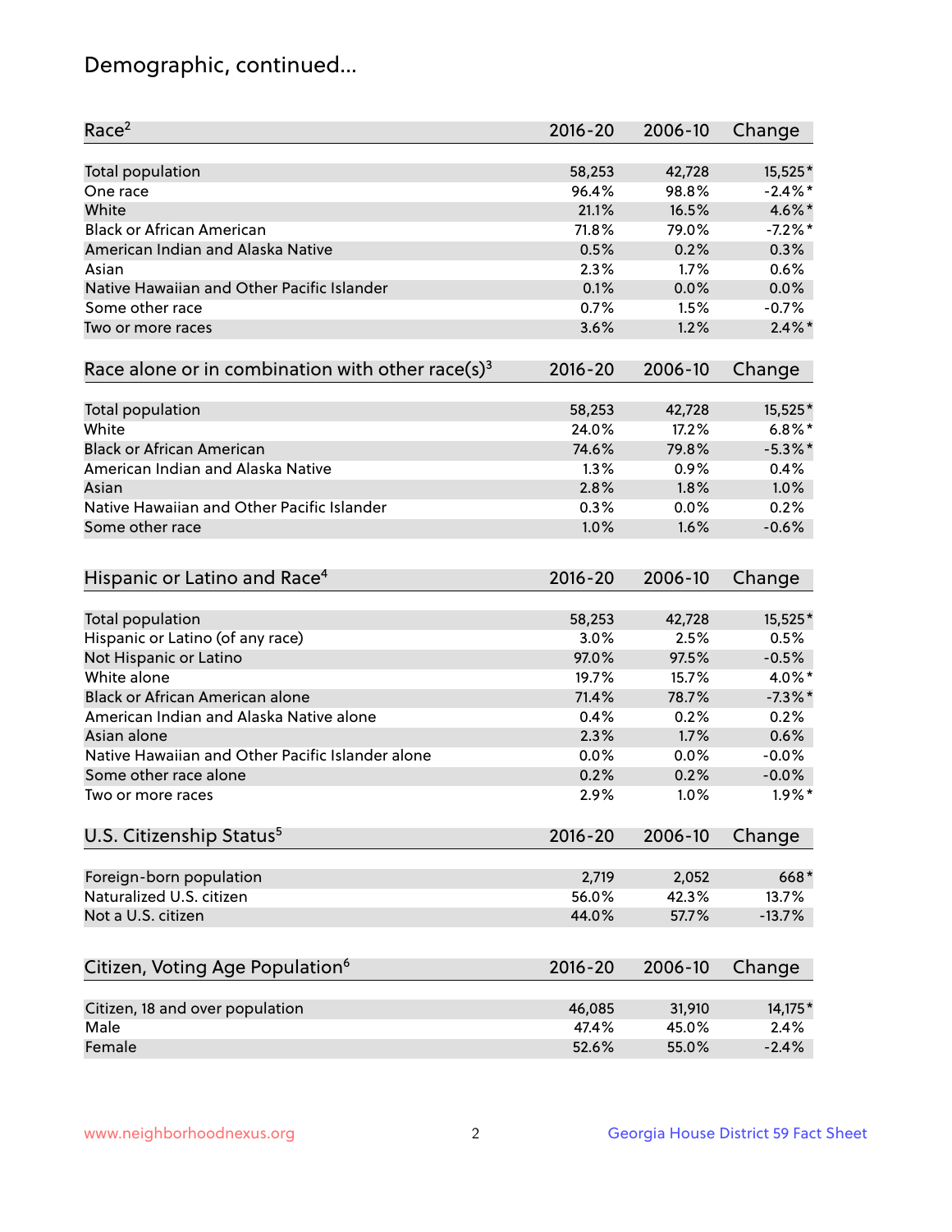# Demographic, continued...

| Race[2] | 2016-20 | 2006-10 | Change |
|---|---|---|---|
| Total population | 58,253 | 42,728 | 15,525* |
| One race | 96.4% | 98.8% | -2.4%* |
| White | 21.1% | 16.5% | 4.6%* |
| Black or African American | 71.8% | 79.0% | -7.2%* |
| American Indian and Alaska Native | 0.5% | 0.2% | 0.3% |
| Asian | 2.3% | 1.7% | 0.6% |
| Native Hawaiian and Other Pacific Islander | 0.1% | 0.0% | 0.0% |
| Some other race | 0.7% | 1.5% | -0.7% |
| Two or more races | 3.6% | 1.2% | 2.4%* |

| Race alone or in combination with other race(s)[3] | 2016-20 | 2006-10 | Change |
|---|---|---|---|
| Total population | 58,253 | 42,728 | 15,525* |
| White | 24.0% | 17.2% | 6.8%* |
| Black or African American | 74.6% | 79.8% | -5.3%* |
| American Indian and Alaska Native | 1.3% | 0.9% | 0.4% |
| Asian | 2.8% | 1.8% | 1.0% |
| Native Hawaiian and Other Pacific Islander | 0.3% | 0.0% | 0.2% |
| Some other race | 1.0% | 1.6% | -0.6% |

| Hispanic or Latino and Race[4] | 2016-20 | 2006-10 | Change |
|---|---|---|---|
| Total population | 58,253 | 42,728 | 15,525* |
| Hispanic or Latino (of any race) | 3.0% | 2.5% | 0.5% |
| Not Hispanic or Latino | 97.0% | 97.5% | -0.5% |
| White alone | 19.7% | 15.7% | 4.0%* |
| Black or African American alone | 71.4% | 78.7% | -7.3%* |
| American Indian and Alaska Native alone | 0.4% | 0.2% | 0.2% |
| Asian alone | 2.3% | 1.7% | 0.6% |
| Native Hawaiian and Other Pacific Islander alone | 0.0% | 0.0% | -0.0% |
| Some other race alone | 0.2% | 0.2% | -0.0% |
| Two or more races | 2.9% | 1.0% | 1.9%* |

| U.S. Citizenship Status[5] | 2016-20 | 2006-10 | Change |
|---|---|---|---|
| Foreign-born population | 2,719 | 2,052 | 668* |
| Naturalized U.S. citizen | 56.0% | 42.3% | 13.7% |
| Not a U.S. citizen | 44.0% | 57.7% | -13.7% |

| Citizen, Voting Age Population[6] | 2016-20 | 2006-10 | Change |
|---|---|---|---|
| Citizen, 18 and over population | 46,085 | 31,910 | 14,175* |
| Male | 47.4% | 45.0% | 2.4% |
| Female | 52.6% | 55.0% | -2.4% |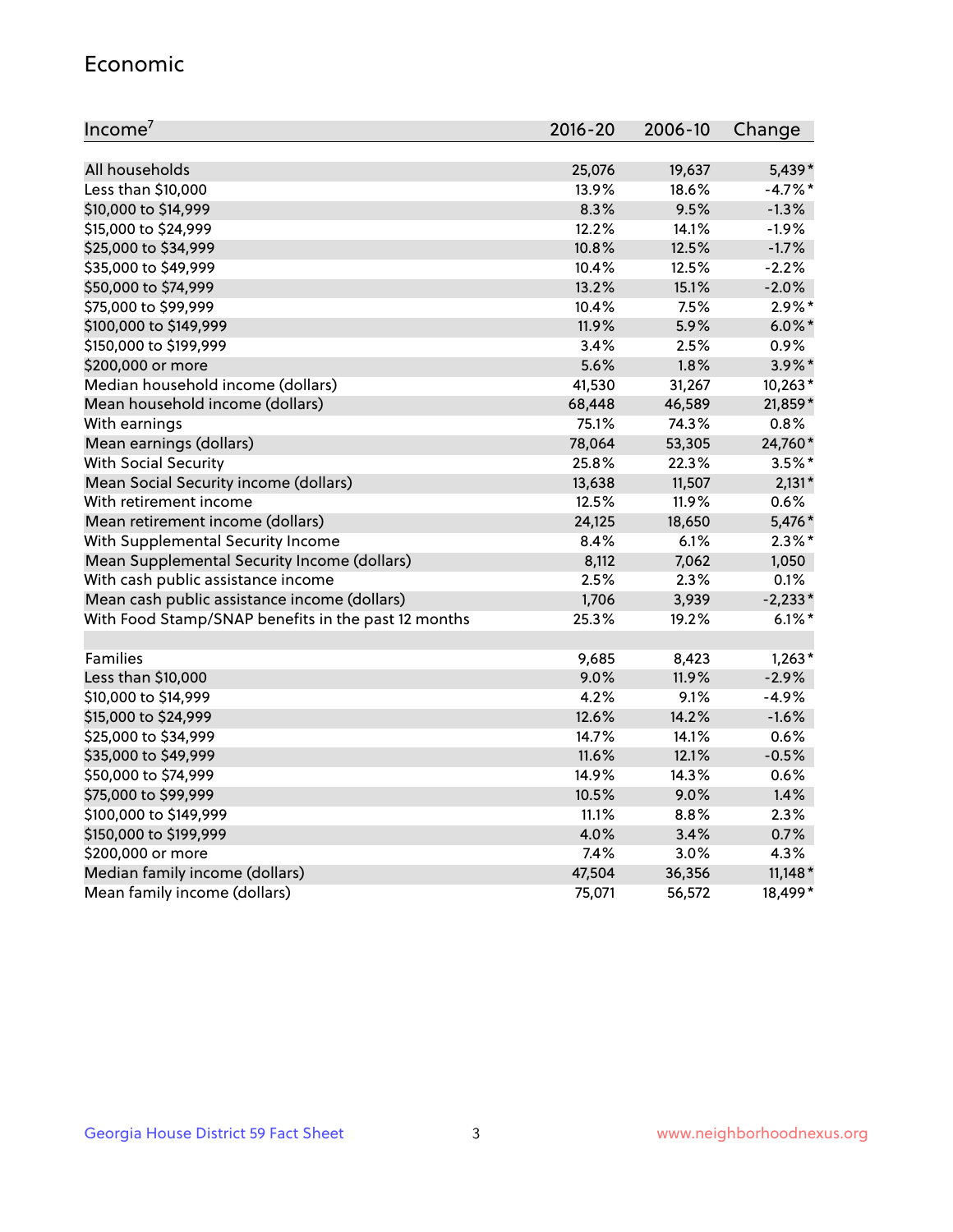## Economic

| Income[7] | 2016-20 | 2006-10 | Change |
|---|---|---|---|
| All households | 25,076 | 19,637 | 5,439* |
| Less than $10,000 | 13.9% | 18.6% | -4.7%* |
| $10,000 to $14,999 | 8.3% | 9.5% | -1.3% |
| $15,000 to $24,999 | 12.2% | 14.1% | -1.9% |
| $25,000 to $34,999 | 10.8% | 12.5% | -1.7% |
| $35,000 to $49,999 | 10.4% | 12.5% | -2.2% |
| $50,000 to $74,999 | 13.2% | 15.1% | -2.0% |
| $75,000 to $99,999 | 10.4% | 7.5% | 2.9%* |
| $100,000 to $149,999 | 11.9% | 5.9% | 6.0%* |
| $150,000 to $199,999 | 3.4% | 2.5% | 0.9% |
| $200,000 or more | 5.6% | 1.8% | 3.9%* |
| Median household income (dollars) | 41,530 | 31,267 | 10,263* |
| Mean household income (dollars) | 68,448 | 46,589 | 21,859* |
| With earnings | 75.1% | 74.3% | 0.8% |
| Mean earnings (dollars) | 78,064 | 53,305 | 24,760* |
| With Social Security | 25.8% | 22.3% | 3.5%* |
| Mean Social Security income (dollars) | 13,638 | 11,507 | 2,131* |
| With retirement income | 12.5% | 11.9% | 0.6% |
| Mean retirement income (dollars) | 24,125 | 18,650 | 5,476* |
| With Supplemental Security Income | 8.4% | 6.1% | 2.3%* |
| Mean Supplemental Security Income (dollars) | 8,112 | 7,062 | 1,050 |
| With cash public assistance income | 2.5% | 2.3% | 0.1% |
| Mean cash public assistance income (dollars) | 1,706 | 3,939 | -2,233* |
| With Food Stamp/SNAP benefits in the past 12 months | 25.3% | 19.2% | 6.1%* |
| | | | |
| Families | 9,685 | 8,423 | 1,263* |
| Less than $10,000 | 9.0% | 11.9% | -2.9% |
| $10,000 to $14,999 | 4.2% | 9.1% | -4.9% |
| $15,000 to $24,999 | 12.6% | 14.2% | -1.6% |
| $25,000 to $34,999 | 14.7% | 14.1% | 0.6% |
| $35,000 to $49,999 | 11.6% | 12.1% | -0.5% |
| $50,000 to $74,999 | 14.9% | 14.3% | 0.6% |
| $75,000 to $99,999 | 10.5% | 9.0% | 1.4% |
| $100,000 to $149,999 | 11.1% | 8.8% | 2.3% |
| $150,000 to $199,999 | 4.0% | 3.4% | 0.7% |
| $200,000 or more | 7.4% | 3.0% | 4.3% |
| Median family income (dollars) | 47,504 | 36,356 | 11,148* |
| Mean family income (dollars) | 75,071 | 56,572 | 18,499* |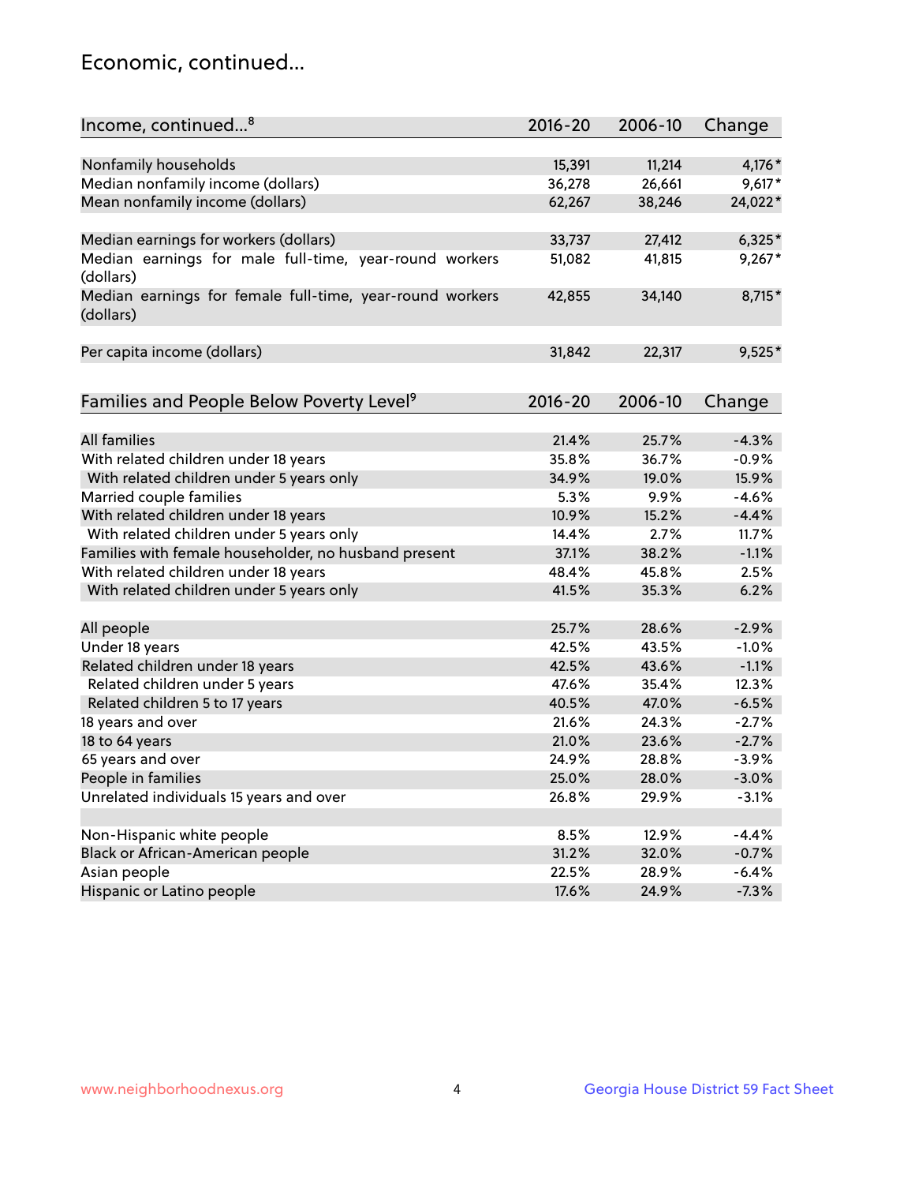## Economic, continued...

| Income, continued...[8] | 2016-20 | 2006-10 | Change |
|---|---|---|---|
| Nonfamily households | 15,391 | 11,214 | 4,176* |
| Median nonfamily income (dollars) | 36,278 | 26,661 | 9,617* |
| Mean nonfamily income (dollars) | 62,267 | 38,246 | 24,022* |
| Median earnings for workers (dollars) | 33,737 | 27,412 | 6,325* |
| Median earnings for male full-time, year-round workers (dollars) | 51,082 | 41,815 | 9,267* |
| Median earnings for female full-time, year-round workers (dollars) | 42,855 | 34,140 | 8,715* |
| Per capita income (dollars) | 31,842 | 22,317 | 9,525* |

| Families and People Below Poverty Level[9] | 2016-20 | 2006-10 | Change |
|---|---|---|---|
| All families | 21.4% | 25.7% | -4.3% |
| With related children under 18 years | 35.8% | 36.7% | -0.9% |
| With related children under 5 years only | 34.9% | 19.0% | 15.9% |
| Married couple families | 5.3% | 9.9% | -4.6% |
| With related children under 18 years | 10.9% | 15.2% | -4.4% |
| With related children under 5 years only | 14.4% | 2.7% | 11.7% |
| Families with female householder, no husband present | 37.1% | 38.2% | -1.1% |
| With related children under 18 years | 48.4% | 45.8% | 2.5% |
| With related children under 5 years only | 41.5% | 35.3% | 6.2% |
| All people | 25.7% | 28.6% | -2.9% |
| Under 18 years | 42.5% | 43.5% | -1.0% |
| Related children under 18 years | 42.5% | 43.6% | -1.1% |
| Related children under 5 years | 47.6% | 35.4% | 12.3% |
| Related children 5 to 17 years | 40.5% | 47.0% | -6.5% |
| 18 years and over | 21.6% | 24.3% | -2.7% |
| 18 to 64 years | 21.0% | 23.6% | -2.7% |
| 65 years and over | 24.9% | 28.8% | -3.9% |
| People in families | 25.0% | 28.0% | -3.0% |
| Unrelated individuals 15 years and over | 26.8% | 29.9% | -3.1% |
| Non-Hispanic white people | 8.5% | 12.9% | -4.4% |
| Black or African-American people | 31.2% | 32.0% | -0.7% |
| Asian people | 22.5% | 28.9% | -6.4% |
| Hispanic or Latino people | 17.6% | 24.9% | -7.3% |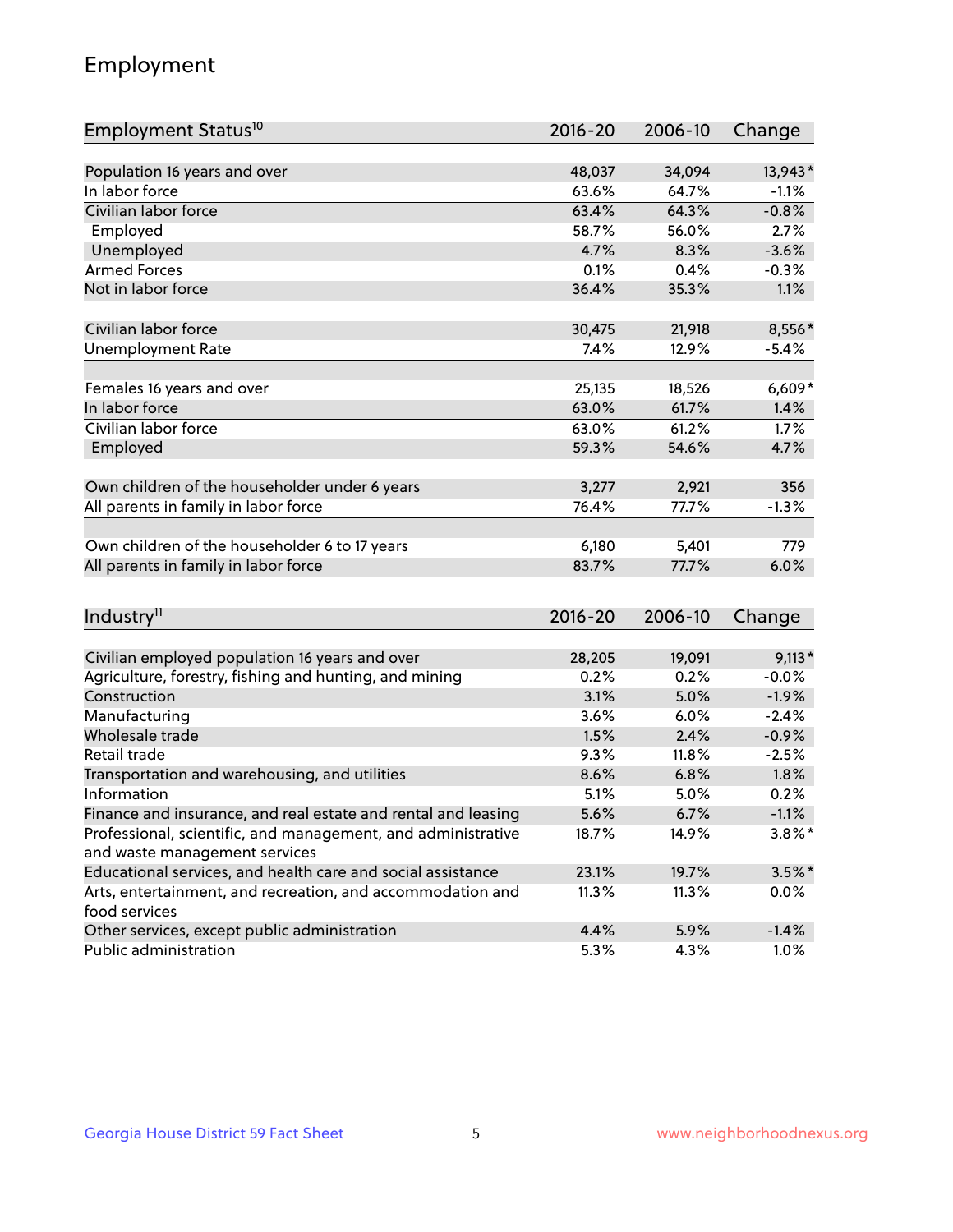# Employment

| Employment Status[10] | 2016-20 | 2006-10 | Change |
|---|---|---|---|
| Population 16 years and over | 48,037 | 34,094 | 13,943* |
| In labor force | 63.6% | 64.7% | -1.1% |
| Civilian labor force | 63.4% | 64.3% | -0.8% |
| Employed | 58.7% | 56.0% | 2.7% |
| Unemployed | 4.7% | 8.3% | -3.6% |
| Armed Forces | 0.1% | 0.4% | -0.3% |
| Not in labor force | 36.4% | 35.3% | 1.1% |
| | | | |
| Civilian labor force | 30,475 | 21,918 | 8,556* |
| Unemployment Rate | 7.4% | 12.9% | -5.4% |
| | | | |
| Females 16 years and over | 25,135 | 18,526 | 6,609* |
| In labor force | 63.0% | 61.7% | 1.4% |
| Civilian labor force | 63.0% | 61.2% | 1.7% |
| Employed | 59.3% | 54.6% | 4.7% |
| | | | |
| Own children of the householder under 6 years | 3,277 | 2,921 | 356 |
| All parents in family in labor force | 76.4% | 77.7% | -1.3% |
| | | | |
| Own children of the householder 6 to 17 years | 6,180 | 5,401 | 779 |
| All parents in family in labor force | 83.7% | 77.7% | 6.0% |

| Industry[11] | 2016-20 | 2006-10 | Change |
|---|---|---|---|
| Civilian employed population 16 years and over | 28,205 | 19,091 | 9,113* |
| Agriculture, forestry, fishing and hunting, and mining | 0.2% | 0.2% | -0.0% |
| Construction | 3.1% | 5.0% | -1.9% |
| Manufacturing | 3.6% | 6.0% | -2.4% |
| Wholesale trade | 1.5% | 2.4% | -0.9% |
| Retail trade | 9.3% | 11.8% | -2.5% |
| Transportation and warehousing, and utilities | 8.6% | 6.8% | 1.8% |
| Information | 5.1% | 5.0% | 0.2% |
| Finance and insurance, and real estate and rental and leasing | 5.6% | 6.7% | -1.1% |
| Professional, scientific, and management, and administrative and waste management services | 18.7% | 14.9% | 3.8%* |
| Educational services, and health care and social assistance | 23.1% | 19.7% | 3.5%* |
| Arts, entertainment, and recreation, and accommodation and food services | 11.3% | 11.3% | 0.0% |
| Other services, except public administration | 4.4% | 5.9% | -1.4% |
| Public administration | 5.3% | 4.3% | 1.0% |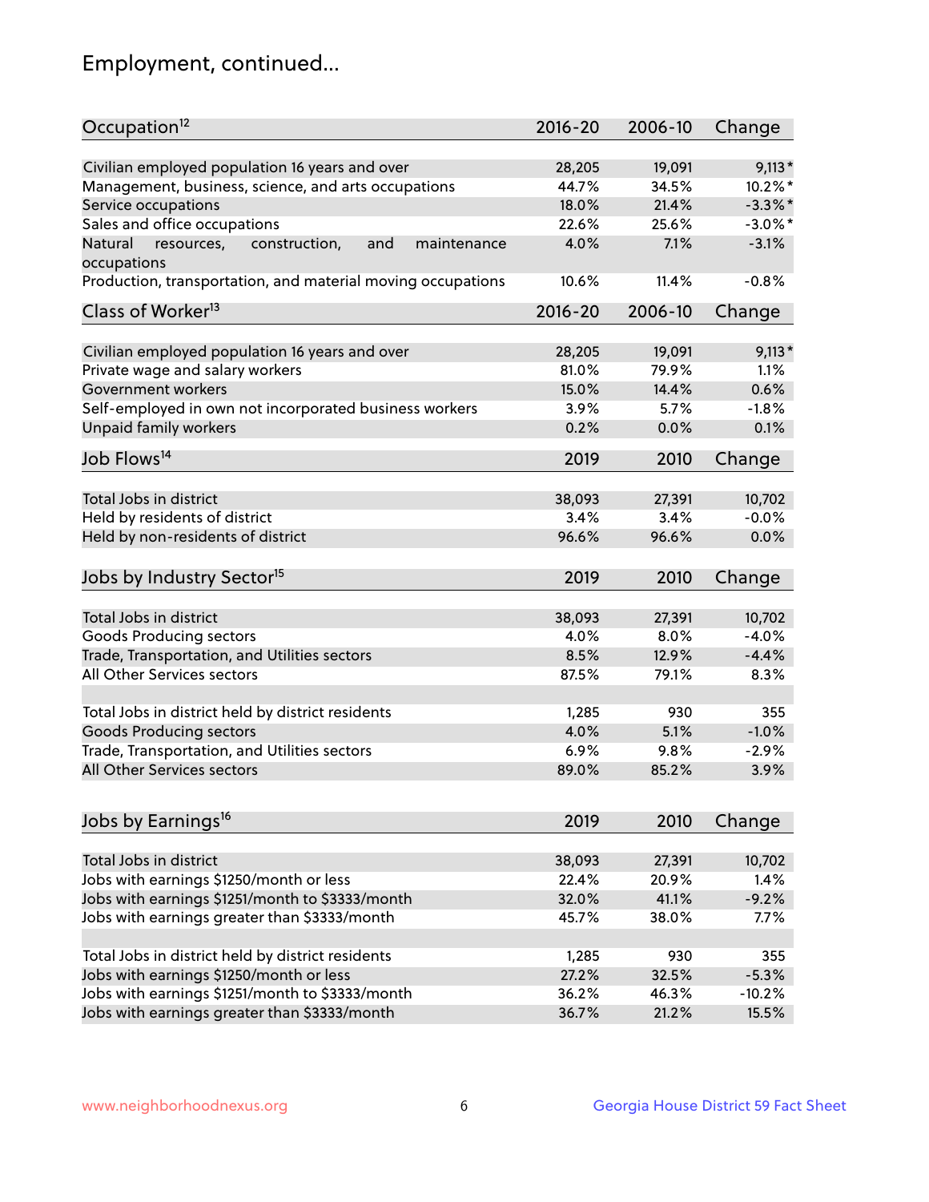# Employment, continued...

| Occupation[12] | 2016-20 | 2006-10 | Change |
|---|---|---|---|
| Civilian employed population 16 years and over | 28,205 | 19,091 | 9,113* |
| Management, business, science, and arts occupations | 44.7% | 34.5% | 10.2%* |
| Service occupations | 18.0% | 21.4% | -3.3%* |
| Sales and office occupations | 22.6% | 25.6% | -3.0%* |
| Natural resources, construction, and maintenance occupations | 4.0% | 7.1% | -3.1% |
| Production, transportation, and material moving occupations | 10.6% | 11.4% | -0.8% |

| Class of Worker[13] | 2016-20 | 2006-10 | Change |
|---|---|---|---|
| Civilian employed population 16 years and over | 28,205 | 19,091 | 9,113* |
| Private wage and salary workers | 81.0% | 79.9% | 1.1% |
| Government workers | 15.0% | 14.4% | 0.6% |
| Self-employed in own not incorporated business workers | 3.9% | 5.7% | -1.8% |
| Unpaid family workers | 0.2% | 0.0% | 0.1% |

| Job Flows[14] | 2019 | 2010 | Change |
|---|---|---|---|
| Total Jobs in district | 38,093 | 27,391 | 10,702 |
| Held by residents of district | 3.4% | 3.4% | -0.0% |
| Held by non-residents of district | 96.6% | 96.6% | 0.0% |

| Jobs by Industry Sector[15] | 2019 | 2010 | Change |
|---|---|---|---|
| Total Jobs in district | 38,093 | 27,391 | 10,702 |
| Goods Producing sectors | 4.0% | 8.0% | -4.0% |
| Trade, Transportation, and Utilities sectors | 8.5% | 12.9% | -4.4% |
| All Other Services sectors | 87.5% | 79.1% | 8.3% |
| | | | |
| Total Jobs in district held by district residents | 1,285 | 930 | 355 |
| Goods Producing sectors | 4.0% | 5.1% | -1.0% |
| Trade, Transportation, and Utilities sectors | 6.9% | 9.8% | -2.9% |
| All Other Services sectors | 89.0% | 85.2% | 3.9% |

| Jobs by Earnings[16] | 2019 | 2010 | Change |
|---|---|---|---|
| Total Jobs in district | 38,093 | 27,391 | 10,702 |
| Jobs with earnings $1250/month or less | 22.4% | 20.9% | 1.4% |
| Jobs with earnings $1251/month to $3333/month | 32.0% | 41.1% | -9.2% |
| Jobs with earnings greater than $3333/month | 45.7% | 38.0% | 7.7% |
| | | | |
| Total Jobs in district held by district residents | 1,285 | 930 | 355 |
| Jobs with earnings $1250/month or less | 27.2% | 32.5% | -5.3% |
| Jobs with earnings $1251/month to $3333/month | 36.2% | 46.3% | -10.2% |
| Jobs with earnings greater than $3333/month | 36.7% | 21.2% | 15.5% |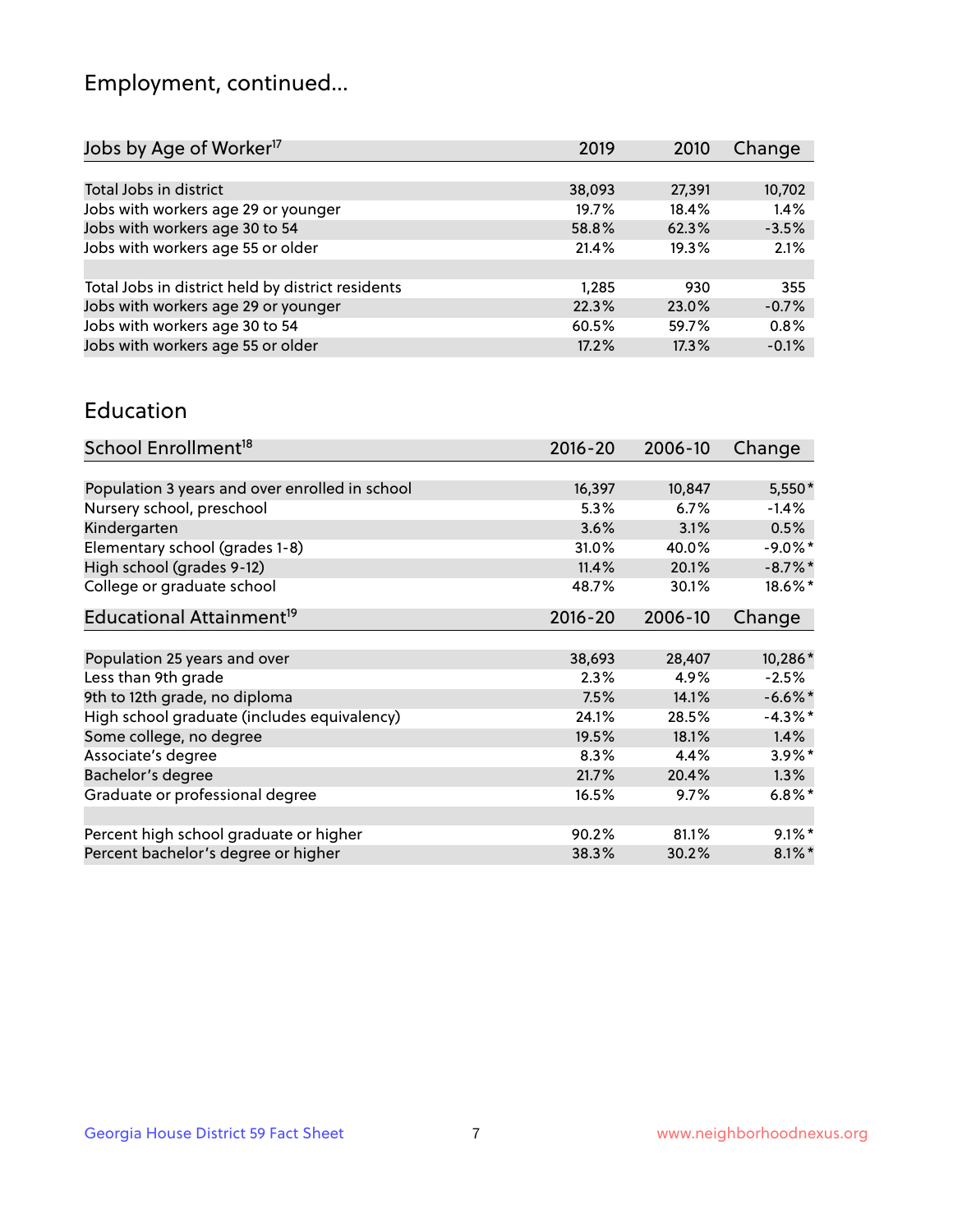## Employment, continued...

| Jobs by Age of Worker[17] | 2019 | 2010 | Change |
|---|---|---|---|
| Total Jobs in district | 38,093 | 27,391 | 10,702 |
| Jobs with workers age 29 or younger | 19.7% | 18.4% | 1.4% |
| Jobs with workers age 30 to 54 | 58.8% | 62.3% | -3.5% |
| Jobs with workers age 55 or older | 21.4% | 19.3% | 2.1% |
| | | | |
| Total Jobs in district held by district residents | 1,285 | 930 | 355 |
| Jobs with workers age 29 or younger | 22.3% | 23.0% | -0.7% |
| Jobs with workers age 30 to 54 | 60.5% | 59.7% | 0.8% |
| Jobs with workers age 55 or older | 17.2% | 17.3% | -0.1% |

## Education

| School Enrollment[18] | 2016-20 | 2006-10 | Change |
|---|---|---|---|
| Population 3 years and over enrolled in school | 16,397 | 10,847 | 5,550* |
| Nursery school, preschool | 5.3% | 6.7% | -1.4% |
| Kindergarten | 3.6% | 3.1% | 0.5% |
| Elementary school (grades 1-8) | 31.0% | 40.0% | -9.0%* |
| High school (grades 9-12) | 11.4% | 20.1% | -8.7%* |
| College or graduate school | 48.7% | 30.1% | 18.6%* |

| Educational Attainment[19] | 2016-20 | 2006-10 | Change |
|---|---|---|---|
| Population 25 years and over | 38,693 | 28,407 | 10,286* |
| Less than 9th grade | 2.3% | 4.9% | -2.5% |
| 9th to 12th grade, no diploma | 7.5% | 14.1% | -6.6%* |
| High school graduate (includes equivalency) | 24.1% | 28.5% | -4.3%* |
| Some college, no degree | 19.5% | 18.1% | 1.4% |
| Associate's degree | 8.3% | 4.4% | 3.9%* |
| Bachelor's degree | 21.7% | 20.4% | 1.3% |
| Graduate or professional degree | 16.5% | 9.7% | 6.8%* |
| | | | |
| Percent high school graduate or higher | 90.2% | 81.1% | 9.1%* |
| Percent bachelor's degree or higher | 38.3% | 30.2% | 8.1%* |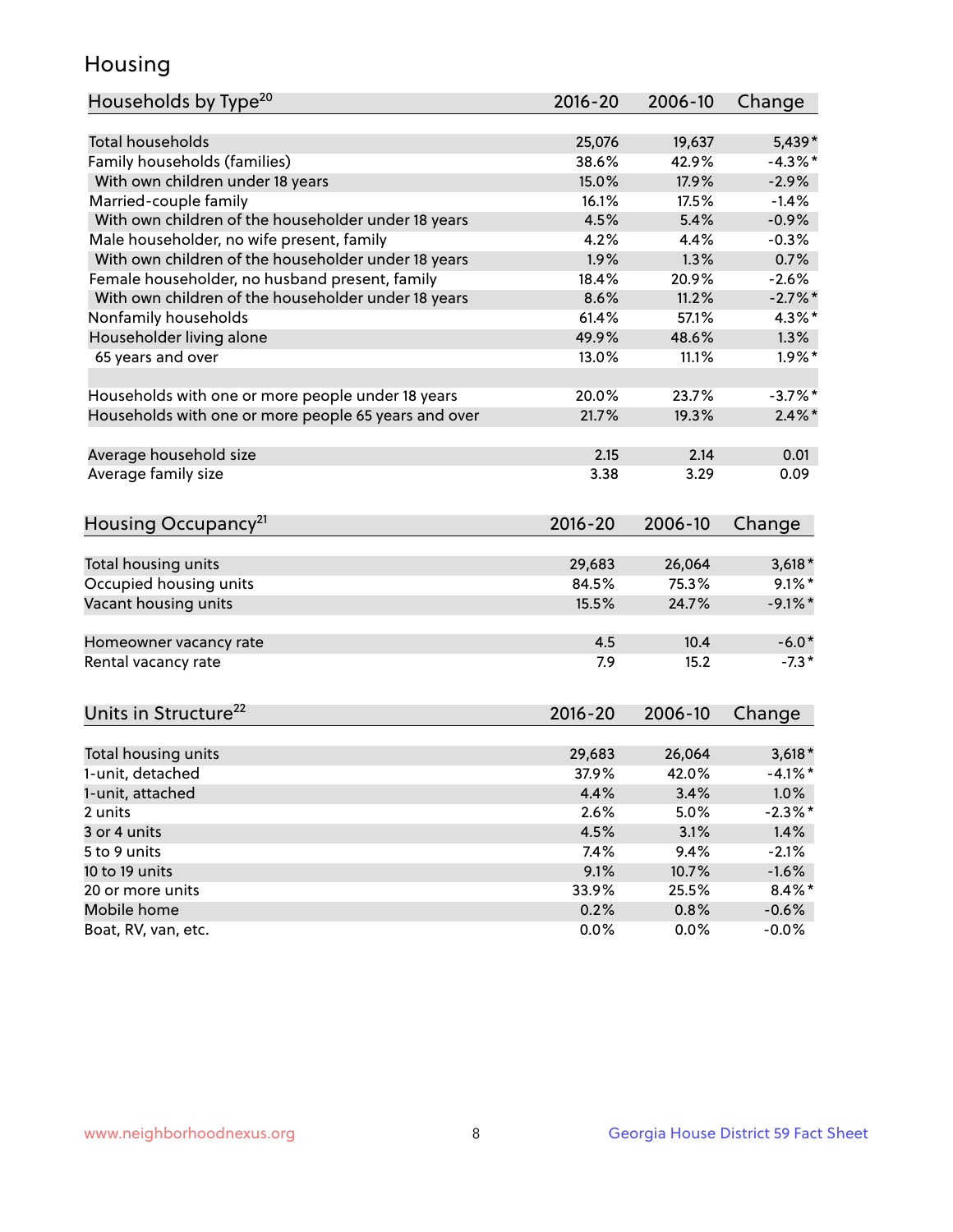# Housing

| Households by Type[20] | 2016-20 | 2006-10 | Change |
|---|---|---|---|
| Total households | 25,076 | 19,637 | 5,439* |
| Family households (families) | 38.6% | 42.9% | -4.3%* |
| With own children under 18 years | 15.0% | 17.9% | -2.9% |
| Married-couple family | 16.1% | 17.5% | -1.4% |
| With own children of the householder under 18 years | 4.5% | 5.4% | -0.9% |
| Male householder, no wife present, family | 4.2% | 4.4% | -0.3% |
| With own children of the householder under 18 years | 1.9% | 1.3% | 0.7% |
| Female householder, no husband present, family | 18.4% | 20.9% | -2.6% |
| With own children of the householder under 18 years | 8.6% | 11.2% | -2.7%* |
| Nonfamily households | 61.4% | 57.1% | 4.3%* |
| Householder living alone | 49.9% | 48.6% | 1.3% |
| 65 years and over | 13.0% | 11.1% | 1.9%* |
| | | | |
| Households with one or more people under 18 years | 20.0% | 23.7% | -3.7%* |
| Households with one or more people 65 years and over | 21.7% | 19.3% | 2.4%* |
| | | | |
| Average household size | 2.15 | 2.14 | 0.01 |
| Average family size | 3.38 | 3.29 | 0.09 |

| Housing Occupancy[21] | 2016-20 | 2006-10 | Change |
|---|---|---|---|
| Total housing units | 29,683 | 26,064 | 3,618* |
| Occupied housing units | 84.5% | 75.3% | 9.1%* |
| Vacant housing units | 15.5% | 24.7% | -9.1%* |
| | | | |
| Homeowner vacancy rate | 4.5 | 10.4 | -6.0* |
| Rental vacancy rate | 7.9 | 15.2 | -7.3* |

| Units in Structure[22] | 2016-20 | 2006-10 | Change |
|---|---|---|---|
| Total housing units | 29,683 | 26,064 | 3,618* |
| 1-unit, detached | 37.9% | 42.0% | -4.1%* |
| 1-unit, attached | 4.4% | 3.4% | 1.0% |
| 2 units | 2.6% | 5.0% | -2.3%* |
| 3 or 4 units | 4.5% | 3.1% | 1.4% |
| 5 to 9 units | 7.4% | 9.4% | -2.1% |
| 10 to 19 units | 9.1% | 10.7% | -1.6% |
| 20 or more units | 33.9% | 25.5% | 8.4%* |
| Mobile home | 0.2% | 0.8% | -0.6% |
| Boat, RV, van, etc. | 0.0% | 0.0% | -0.0% |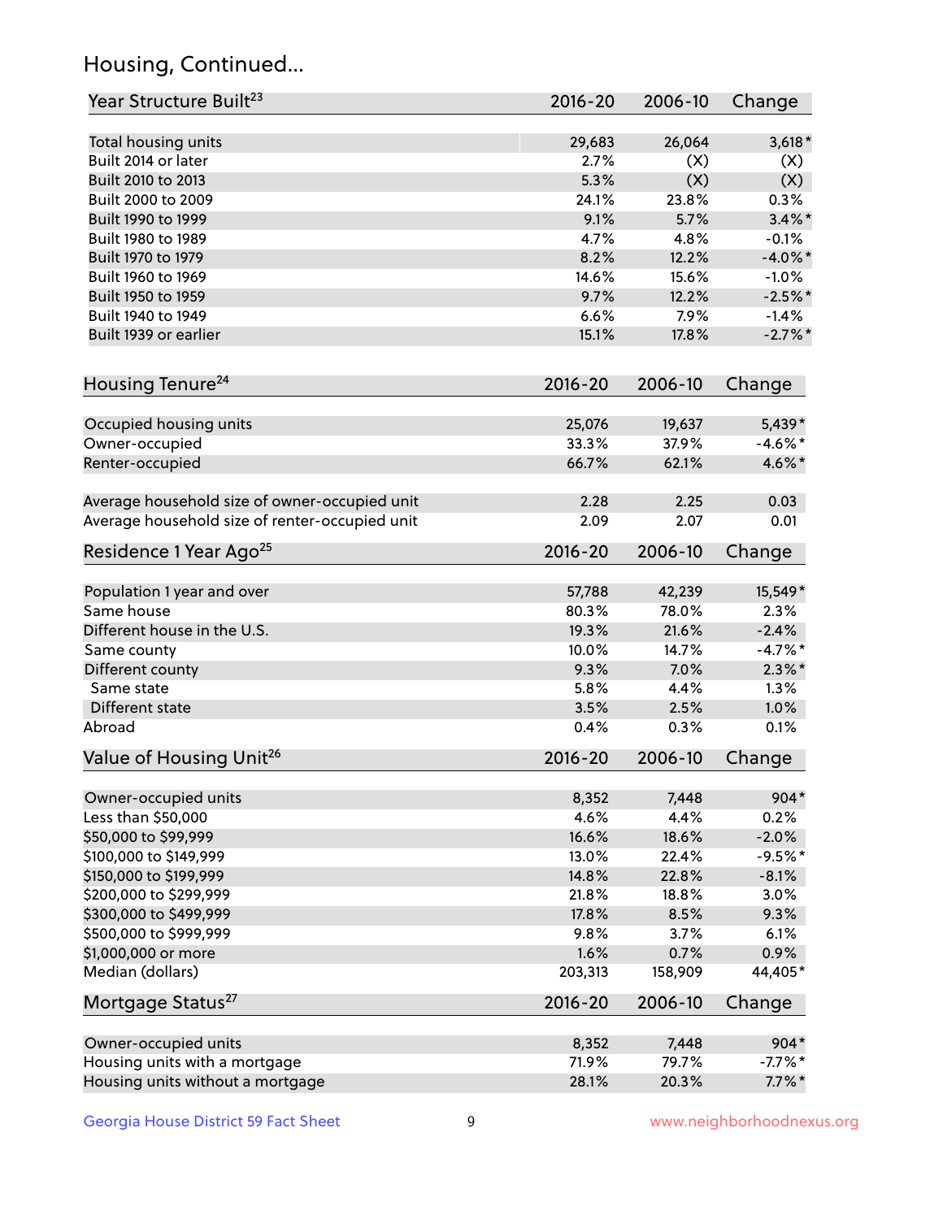# Housing, Continued...

| Year Structure Built[23] | 2016-20 | 2006-10 | Change |
|---|---|---|---|
| Total housing units | 29,683 | 26,064 | 3,618* |
| Built 2014 or later | 2.7% | (X) | (X) |
| Built 2010 to 2013 | 5.3% | (X) | (X) |
| Built 2000 to 2009 | 24.1% | 23.8% | 0.3% |
| Built 1990 to 1999 | 9.1% | 5.7% | 3.4%* |
| Built 1980 to 1989 | 4.7% | 4.8% | -0.1% |
| Built 1970 to 1979 | 8.2% | 12.2% | -4.0%* |
| Built 1960 to 1969 | 14.6% | 15.6% | -1.0% |
| Built 1950 to 1959 | 9.7% | 12.2% | -2.5%* |
| Built 1940 to 1949 | 6.6% | 7.9% | -1.4% |
| Built 1939 or earlier | 15.1% | 17.8% | -2.7%* |

| Housing Tenure[24] | 2016-20 | 2006-10 | Change |
|---|---|---|---|
| Occupied housing units | 25,076 | 19,637 | 5,439* |
| Owner-occupied | 33.3% | 37.9% | -4.6%* |
| Renter-occupied | 66.7% | 62.1% | 4.6%* |
| Average household size of owner-occupied unit | 2.28 | 2.25 | 0.03 |
| Average household size of renter-occupied unit | 2.09 | 2.07 | 0.01 |

| Residence 1 Year Ago[25] | 2016-20 | 2006-10 | Change |
|---|---|---|---|
| Population 1 year and over | 57,788 | 42,239 | 15,549* |
| Same house | 80.3% | 78.0% | 2.3% |
| Different house in the U.S. | 19.3% | 21.6% | -2.4% |
| Same county | 10.0% | 14.7% | -4.7%* |
| Different county | 9.3% | 7.0% | 2.3%* |
| Same state | 5.8% | 4.4% | 1.3% |
| Different state | 3.5% | 2.5% | 1.0% |
| Abroad | 0.4% | 0.3% | 0.1% |

| Value of Housing Unit[26] | 2016-20 | 2006-10 | Change |
|---|---|---|---|
| Owner-occupied units | 8,352 | 7,448 | 904* |
| Less than $50,000 | 4.6% | 4.4% | 0.2% |
| $50,000 to $99,999 | 16.6% | 18.6% | -2.0% |
| $100,000 to $149,999 | 13.0% | 22.4% | -9.5%* |
| $150,000 to $199,999 | 14.8% | 22.8% | -8.1% |
| $200,000 to $299,999 | 21.8% | 18.8% | 3.0% |
| $300,000 to $499,999 | 17.8% | 8.5% | 9.3% |
| $500,000 to $999,999 | 9.8% | 3.7% | 6.1% |
| $1,000,000 or more | 1.6% | 0.7% | 0.9% |
| Median (dollars) | 203,313 | 158,909 | 44,405* |

| Mortgage Status[27] | 2016-20 | 2006-10 | Change |
|---|---|---|---|
| Owner-occupied units | 8,352 | 7,448 | 904* |
| Housing units with a mortgage | 71.9% | 79.7% | -7.7%* |
| Housing units without a mortgage | 28.1% | 20.3% | 7.7%* |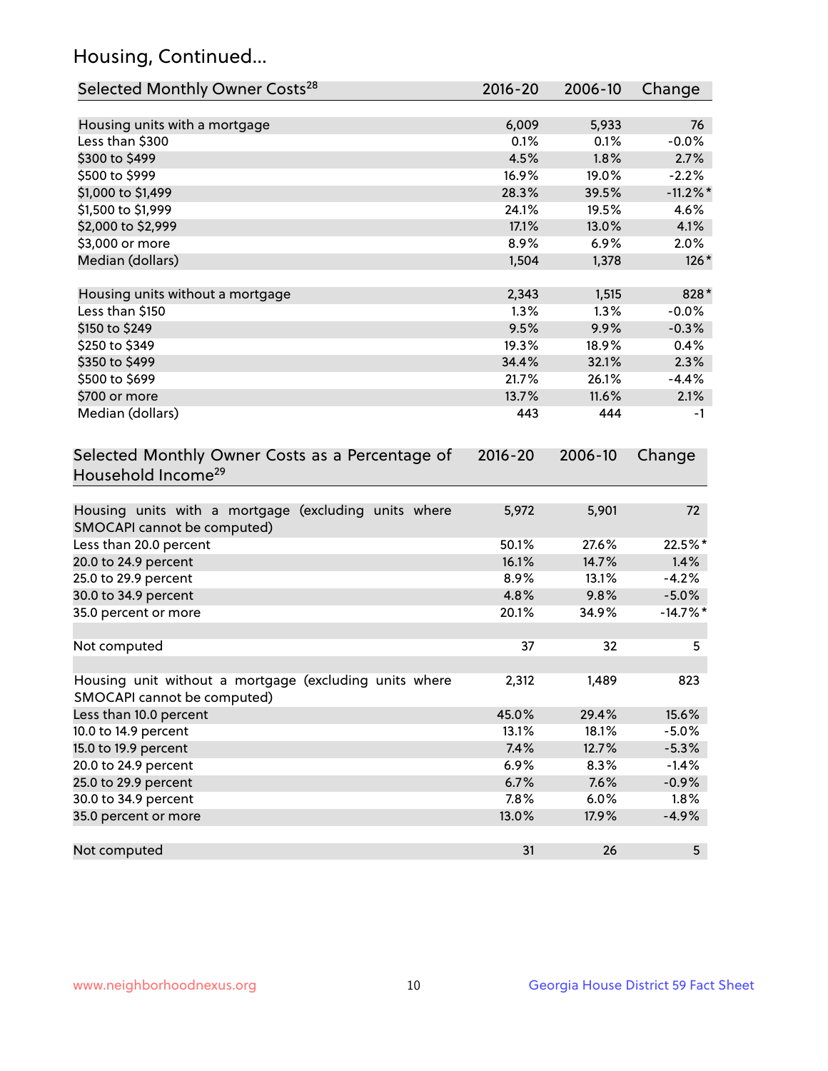## Housing, Continued...

| Selected Monthly Owner Costs[28] | 2016-20 | 2006-10 | Change |
|---|---|---|---|
| Housing units with a mortgage | 6,009 | 5,933 | 76 |
| Less than $300 | 0.1% | 0.1% | -0.0% |
| $300 to $499 | 4.5% | 1.8% | 2.7% |
| $500 to $999 | 16.9% | 19.0% | -2.2% |
| $1,000 to $1,499 | 28.3% | 39.5% | -11.2%* |
| $1,500 to $1,999 | 24.1% | 19.5% | 4.6% |
| $2,000 to $2,999 | 17.1% | 13.0% | 4.1% |
| $3,000 or more | 8.9% | 6.9% | 2.0% |
| Median (dollars) | 1,504 | 1,378 | 126* |
| | | | |
| Housing units without a mortgage | 2,343 | 1,515 | 828* |
| Less than $150 | 1.3% | 1.3% | -0.0% |
| $150 to $249 | 9.5% | 9.9% | -0.3% |
| $250 to $349 | 19.3% | 18.9% | 0.4% |
| $350 to $499 | 34.4% | 32.1% | 2.3% |
| $500 to $699 | 21.7% | 26.1% | -4.4% |
| $700 or more | 13.7% | 11.6% | 2.1% |
| Median (dollars) | 443 | 444 | -1 |

| Selected Monthly Owner Costs as a Percentage of Household Income[29] | 2016-20 | 2006-10 | Change |
|---|---|---|---|
| Housing units with a mortgage (excluding units where SMOCAPI cannot be computed) | 5,972 | 5,901 | 72 |
| Less than 20.0 percent | 50.1% | 27.6% | 22.5%* |
| 20.0 to 24.9 percent | 16.1% | 14.7% | 1.4% |
| 25.0 to 29.9 percent | 8.9% | 13.1% | -4.2% |
| 30.0 to 34.9 percent | 4.8% | 9.8% | -5.0% |
| 35.0 percent or more | 20.1% | 34.9% | -14.7%* |
| | | | |
| Not computed | 37 | 32 | 5 |
| | | | |
| Housing unit without a mortgage (excluding units where SMOCAPI cannot be computed) | 2,312 | 1,489 | 823 |
| Less than 10.0 percent | 45.0% | 29.4% | 15.6% |
| 10.0 to 14.9 percent | 13.1% | 18.1% | -5.0% |
| 15.0 to 19.9 percent | 7.4% | 12.7% | -5.3% |
| 20.0 to 24.9 percent | 6.9% | 8.3% | -1.4% |
| 25.0 to 29.9 percent | 6.7% | 7.6% | -0.9% |
| 30.0 to 34.9 percent | 7.8% | 6.0% | 1.8% |
| 35.0 percent or more | 13.0% | 17.9% | -4.9% |
| | | | |
| Not computed | 31 | 26 | 5 |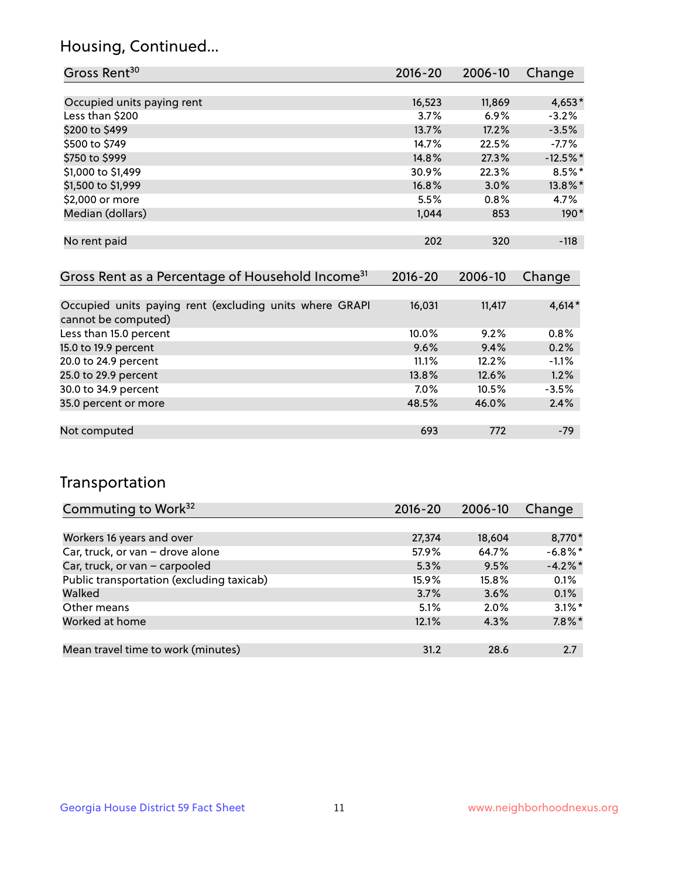## Housing, Continued...

| Gross Rent[30] | 2016-20 | 2006-10 | Change |
|---|---|---|---|
| Occupied units paying rent | 16,523 | 11,869 | 4,653* |
| Less than $200 | 3.7% | 6.9% | -3.2% |
| $200 to $499 | 13.7% | 17.2% | -3.5% |
| $500 to $749 | 14.7% | 22.5% | -7.7% |
| $750 to $999 | 14.8% | 27.3% | -12.5%* |
| $1,000 to $1,499 | 30.9% | 22.3% | 8.5%* |
| $1,500 to $1,999 | 16.8% | 3.0% | 13.8%* |
| $2,000 or more | 5.5% | 0.8% | 4.7% |
| Median (dollars) | 1,044 | 853 | 190* |
| No rent paid | 202 | 320 | -118 |

| Gross Rent as a Percentage of Household Income[31] | 2016-20 | 2006-10 | Change |
|---|---|---|---|
| Occupied units paying rent (excluding units where GRAPI cannot be computed) | 16,031 | 11,417 | 4,614* |
| Less than 15.0 percent | 10.0% | 9.2% | 0.8% |
| 15.0 to 19.9 percent | 9.6% | 9.4% | 0.2% |
| 20.0 to 24.9 percent | 11.1% | 12.2% | -1.1% |
| 25.0 to 29.9 percent | 13.8% | 12.6% | 1.2% |
| 30.0 to 34.9 percent | 7.0% | 10.5% | -3.5% |
| 35.0 percent or more | 48.5% | 46.0% | 2.4% |
| Not computed | 693 | 772 | -79 |

## Transportation

| Commuting to Work[32] | 2016-20 | 2006-10 | Change |
|---|---|---|---|
| Workers 16 years and over | 27,374 | 18,604 | 8,770* |
| Car, truck, or van – drove alone | 57.9% | 64.7% | -6.8%* |
| Car, truck, or van – carpooled | 5.3% | 9.5% | -4.2%* |
| Public transportation (excluding taxicab) | 15.9% | 15.8% | 0.1% |
| Walked | 3.7% | 3.6% | 0.1% |
| Other means | 5.1% | 2.0% | 3.1%* |
| Worked at home | 12.1% | 4.3% | 7.8%* |
| Mean travel time to work (minutes) | 31.2 | 28.6 | 2.7 |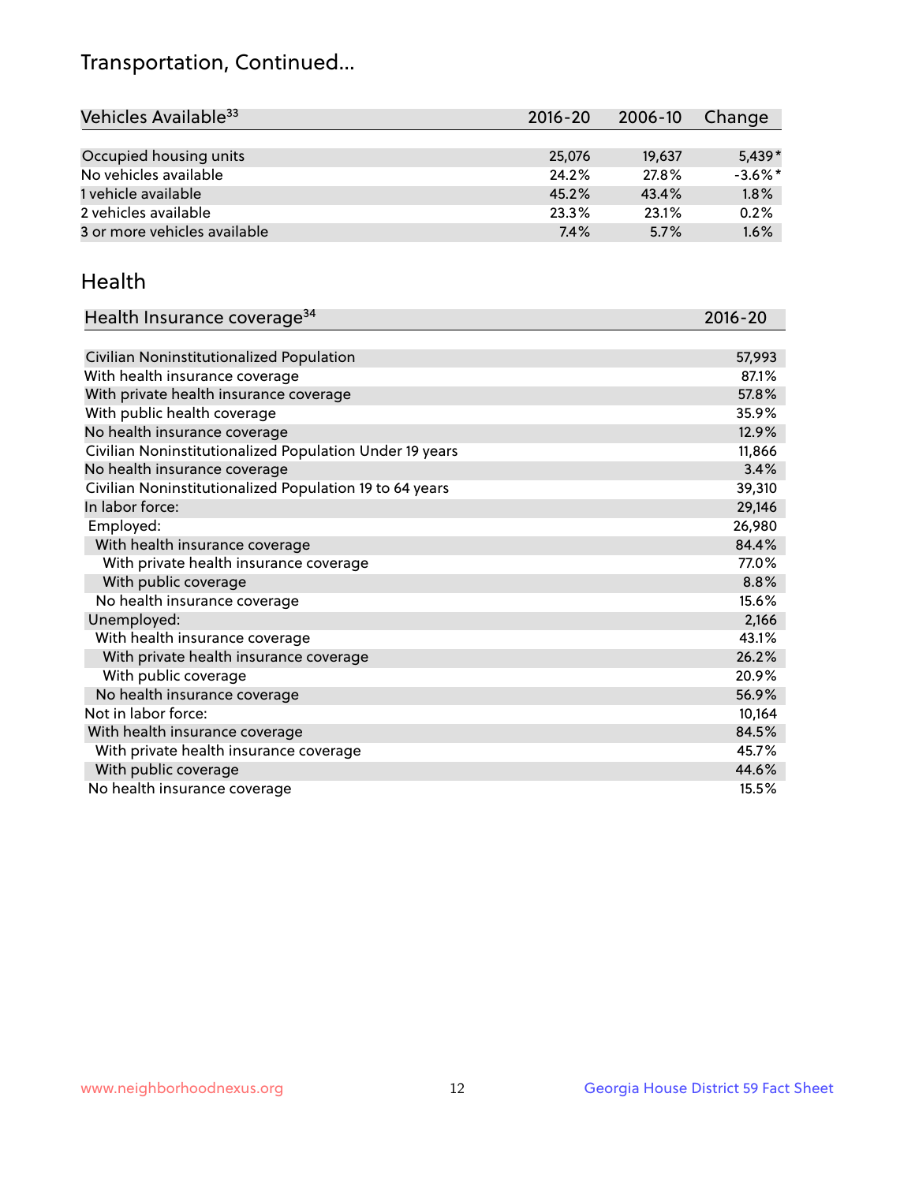# Transportation, Continued...

| Vehicles Available[33] | 2016-20 | 2006-10 | Change |
| --- | --- | --- | --- |
| Occupied housing units | 25,076 | 19,637 | 5,439* |
| No vehicles available | 24.2% | 27.8% | -3.6%* |
| 1 vehicle available | 45.2% | 43.4% | 1.8% |
| 2 vehicles available | 23.3% | 23.1% | 0.2% |
| 3 or more vehicles available | 7.4% | 5.7% | 1.6% |

## Health

| Health Insurance coverage[34] | 2016-20 |
| --- | --- |
| Civilian Noninstitutionalized Population | 57,993 |
| With health insurance coverage | 87.1% |
| With private health insurance coverage | 57.8% |
| With public health coverage | 35.9% |
| No health insurance coverage | 12.9% |
| Civilian Noninstitutionalized Population Under 19 years | 11,866 |
| No health insurance coverage | 3.4% |
| Civilian Noninstitutionalized Population 19 to 64 years | 39,310 |
| In labor force: | 29,146 |
| Employed: | 26,980 |
| With health insurance coverage | 84.4% |
| With private health insurance coverage | 77.0% |
| With public coverage | 8.8% |
| No health insurance coverage | 15.6% |
| Unemployed: | 2,166 |
| With health insurance coverage | 43.1% |
| With private health insurance coverage | 26.2% |
| With public coverage | 20.9% |
| No health insurance coverage | 56.9% |
| Not in labor force: | 10,164 |
| With health insurance coverage | 84.5% |
| With private health insurance coverage | 45.7% |
| With public coverage | 44.6% |
| No health insurance coverage | 15.5% |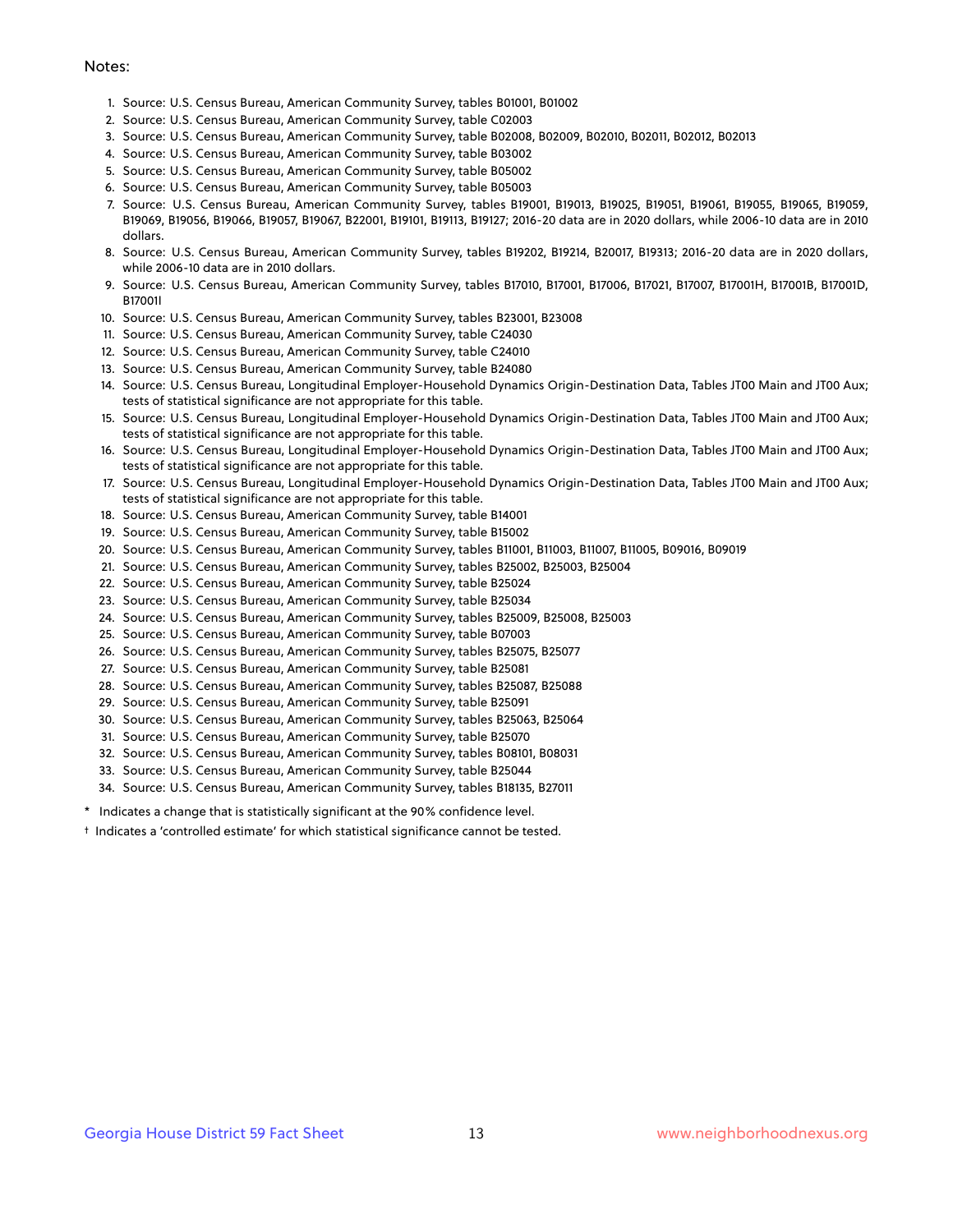Notes:

1. Source: U.S. Census Bureau, American Community Survey, tables B01001, B01002
2. Source: U.S. Census Bureau, American Community Survey, table C02003
3. Source: U.S. Census Bureau, American Community Survey, table B02008, B02009, B02010, B02011, B02012, B02013
4. Source: U.S. Census Bureau, American Community Survey, table B03002
5. Source: U.S. Census Bureau, American Community Survey, table B05002
6. Source: U.S. Census Bureau, American Community Survey, table B05003
7. Source: U.S. Census Bureau, American Community Survey, tables B19001, B19013, B19025, B19051, B19061, B19055, B19065, B19059, B19069, B19056, B19066, B19057, B19067, B22001, B19101, B19113, B19127; 2016-20 data are in 2020 dollars, while 2006-10 data are in 2010 dollars.
8. Source: U.S. Census Bureau, American Community Survey, tables B19202, B19214, B20017, B19313; 2016-20 data are in 2020 dollars, while 2006-10 data are in 2010 dollars.
9. Source: U.S. Census Bureau, American Community Survey, tables B17010, B17001, B17006, B17021, B17007, B17001H, B17001B, B17001D, B17001I
10. Source: U.S. Census Bureau, American Community Survey, tables B23001, B23008
11. Source: U.S. Census Bureau, American Community Survey, table C24030
12. Source: U.S. Census Bureau, American Community Survey, table C24010
13. Source: U.S. Census Bureau, American Community Survey, table B24080
14. Source: U.S. Census Bureau, Longitudinal Employer-Household Dynamics Origin-Destination Data, Tables JT00 Main and JT00 Aux; tests of statistical significance are not appropriate for this table.
15. Source: U.S. Census Bureau, Longitudinal Employer-Household Dynamics Origin-Destination Data, Tables JT00 Main and JT00 Aux; tests of statistical significance are not appropriate for this table.
16. Source: U.S. Census Bureau, Longitudinal Employer-Household Dynamics Origin-Destination Data, Tables JT00 Main and JT00 Aux; tests of statistical significance are not appropriate for this table.
17. Source: U.S. Census Bureau, Longitudinal Employer-Household Dynamics Origin-Destination Data, Tables JT00 Main and JT00 Aux; tests of statistical significance are not appropriate for this table.
18. Source: U.S. Census Bureau, American Community Survey, table B14001
19. Source: U.S. Census Bureau, American Community Survey, table B15002
20. Source: U.S. Census Bureau, American Community Survey, tables B11001, B11003, B11007, B11005, B09016, B09019
21. Source: U.S. Census Bureau, American Community Survey, tables B25002, B25003, B25004
22. Source: U.S. Census Bureau, American Community Survey, table B25024
23. Source: U.S. Census Bureau, American Community Survey, table B25034
24. Source: U.S. Census Bureau, American Community Survey, tables B25009, B25008, B25003
25. Source: U.S. Census Bureau, American Community Survey, table B07003
26. Source: U.S. Census Bureau, American Community Survey, tables B25075, B25077
27. Source: U.S. Census Bureau, American Community Survey, table B25081
28. Source: U.S. Census Bureau, American Community Survey, tables B25087, B25088
29. Source: U.S. Census Bureau, American Community Survey, table B25091
30. Source: U.S. Census Bureau, American Community Survey, tables B25063, B25064
31. Source: U.S. Census Bureau, American Community Survey, table B25070
32. Source: U.S. Census Bureau, American Community Survey, tables B08101, B08031
33. Source: U.S. Census Bureau, American Community Survey, table B25044
34. Source: U.S. Census Bureau, American Community Survey, tables B18135, B27011

\* Indicates a change that is statistically significant at the 90% confidence level.

† Indicates a 'controlled estimate' for which statistical significance cannot be tested.